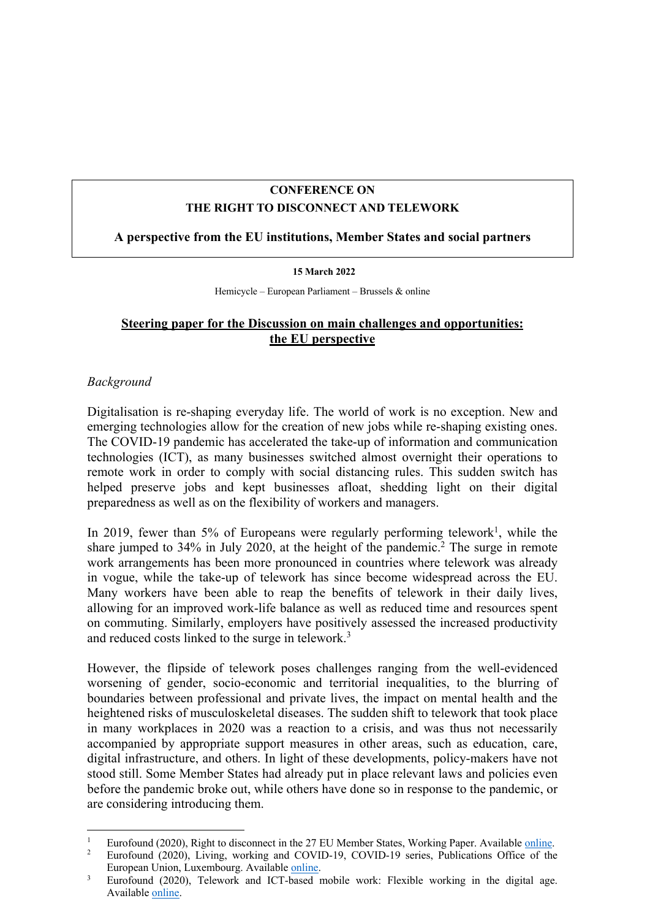**CONFERENCE ON**
**THE RIGHT TO DISCONNECT AND TELEWORK**

**A perspective from the EU institutions, Member States and social partners**

**15 March 2022**

Hemicycle – European Parliament – Brussels & online

## Steering paper for the Discussion on main challenges and opportunities: the EU perspective

*Background*

Digitalisation is re-shaping everyday life. The world of work is no exception. New and emerging technologies allow for the creation of new jobs while re-shaping existing ones. The COVID-19 pandemic has accelerated the take-up of information and communication technologies (ICT), as many businesses switched almost overnight their operations to remote work in order to comply with social distancing rules. This sudden switch has helped preserve jobs and kept businesses afloat, shedding light on their digital preparedness as well as on the flexibility of workers and managers.

In 2019, fewer than 5% of Europeans were regularly performing telework[1], while the share jumped to 34% in July 2020, at the height of the pandemic.[2] The surge in remote work arrangements has been more pronounced in countries where telework was already in vogue, while the take-up of telework has since become widespread across the EU. Many workers have been able to reap the benefits of telework in their daily lives, allowing for an improved work-life balance as well as reduced time and resources spent on commuting. Similarly, employers have positively assessed the increased productivity and reduced costs linked to the surge in telework.[3]

However, the flipside of telework poses challenges ranging from the well-evidenced worsening of gender, socio-economic and territorial inequalities, to the blurring of boundaries between professional and private lives, the impact on mental health and the heightened risks of musculoskeletal diseases. The sudden shift to telework that took place in many workplaces in 2020 was a reaction to a crisis, and was thus not necessarily accompanied by appropriate support measures in other areas, such as education, care, digital infrastructure, and others. In light of these developments, policy-makers have not stood still. Some Member States had already put in place relevant laws and policies even before the pandemic broke out, while others have done so in response to the pandemic, or are considering introducing them.

---

[1] Eurofound (2020), Right to disconnect in the 27 EU Member States, Working Paper. Available online.

[2] Eurofound (2020), Living, working and COVID-19, COVID-19 series, Publications Office of the European Union, Luxembourg. Available online.

[3] Eurofound (2020), Telework and ICT-based mobile work: Flexible working in the digital age. Available online.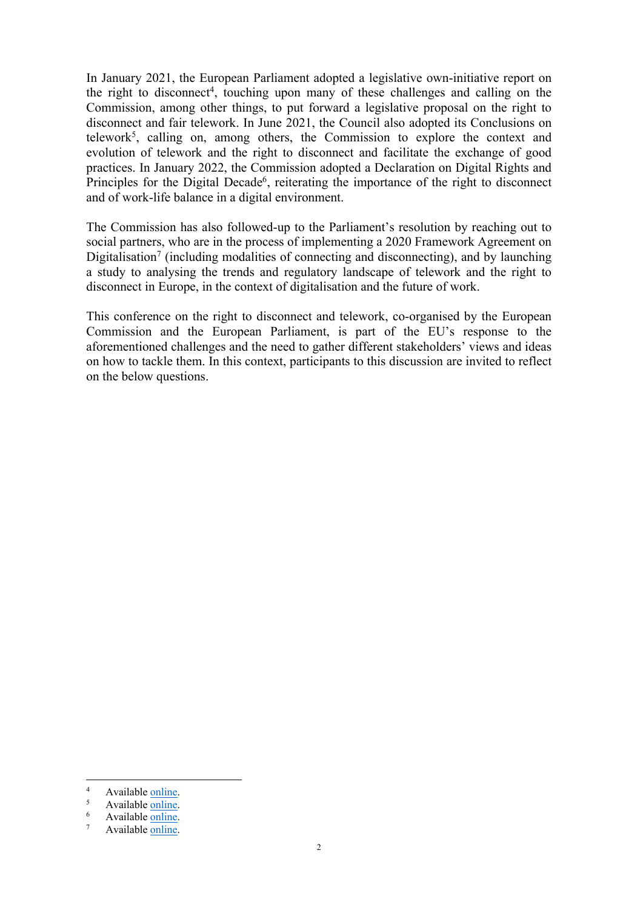In January 2021, the European Parliament adopted a legislative own-initiative report on the right to disconnect[4], touching upon many of these challenges and calling on the Commission, among other things, to put forward a legislative proposal on the right to disconnect and fair telework. In June 2021, the Council also adopted its Conclusions on telework[5], calling on, among others, the Commission to explore the context and evolution of telework and the right to disconnect and facilitate the exchange of good practices. In January 2022, the Commission adopted a Declaration on Digital Rights and Principles for the Digital Decade[6], reiterating the importance of the right to disconnect and of work-life balance in a digital environment.

The Commission has also followed-up to the Parliament's resolution by reaching out to social partners, who are in the process of implementing a 2020 Framework Agreement on Digitalisation[7] (including modalities of connecting and disconnecting), and by launching a study to analysing the trends and regulatory landscape of telework and the right to disconnect in Europe, in the context of digitalisation and the future of work.

This conference on the right to disconnect and telework, co-organised by the European Commission and the European Parliament, is part of the EU's response to the aforementioned challenges and the need to gather different stakeholders' views and ideas on how to tackle them. In this context, participants to this discussion are invited to reflect on the below questions.

---

[4] Available online.

[5] Available online.

[6] Available online.

[7] Available online.